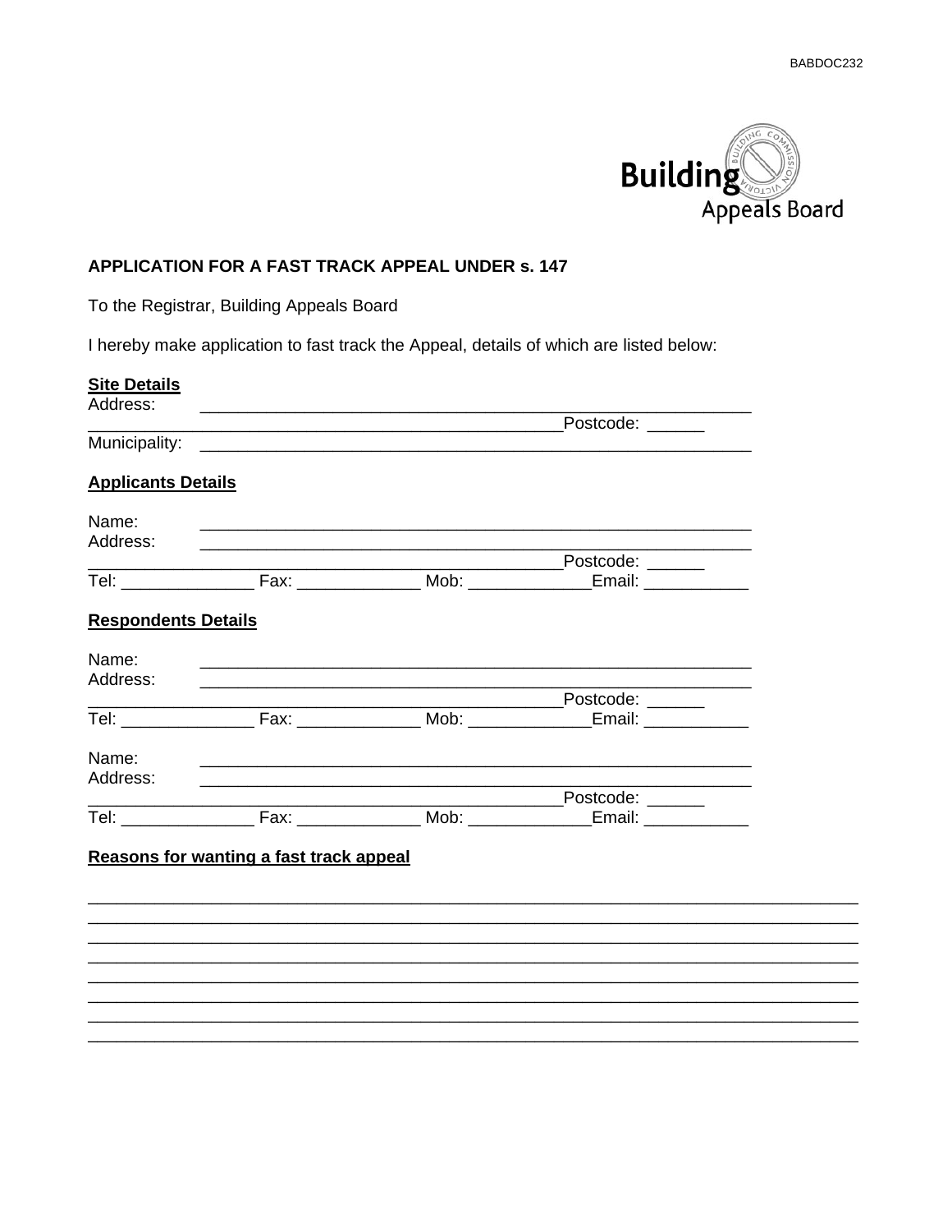BABDOC232

Building Appeals Board

**APPLICATION FOR A FAST TRACK APPEAL UNDER s. 147**

To the Registrar, Building Appeals Board

I hereby make application to fast track the Appeal, details of which are listed below:

**Site Details**

Address: ____________________________________________________________

____________________________________________________Postcode: ______

Municipality: ____________________________________________________________

**Applicants Details**

Name: ____________________________________________________________

Address: ____________________________________________________________

____________________________________________________Postcode: ______

Tel: ______________ Fax: _____________ Mob: _____________Email: ___________

**Respondents Details**

Name: ____________________________________________________________

Address: ____________________________________________________________

____________________________________________________Postcode: ______

Tel: ______________ Fax: _____________ Mob: _____________Email: ___________

Name: ____________________________________________________________

Address: ____________________________________________________________

____________________________________________________Postcode: ______

Tel: ______________ Fax: _____________ Mob: _____________Email: ___________

**Reasons for wanting a fast track appeal**

________________________________________________________________________________

________________________________________________________________________________

________________________________________________________________________________

________________________________________________________________________________

________________________________________________________________________________

________________________________________________________________________________

________________________________________________________________________________

________________________________________________________________________________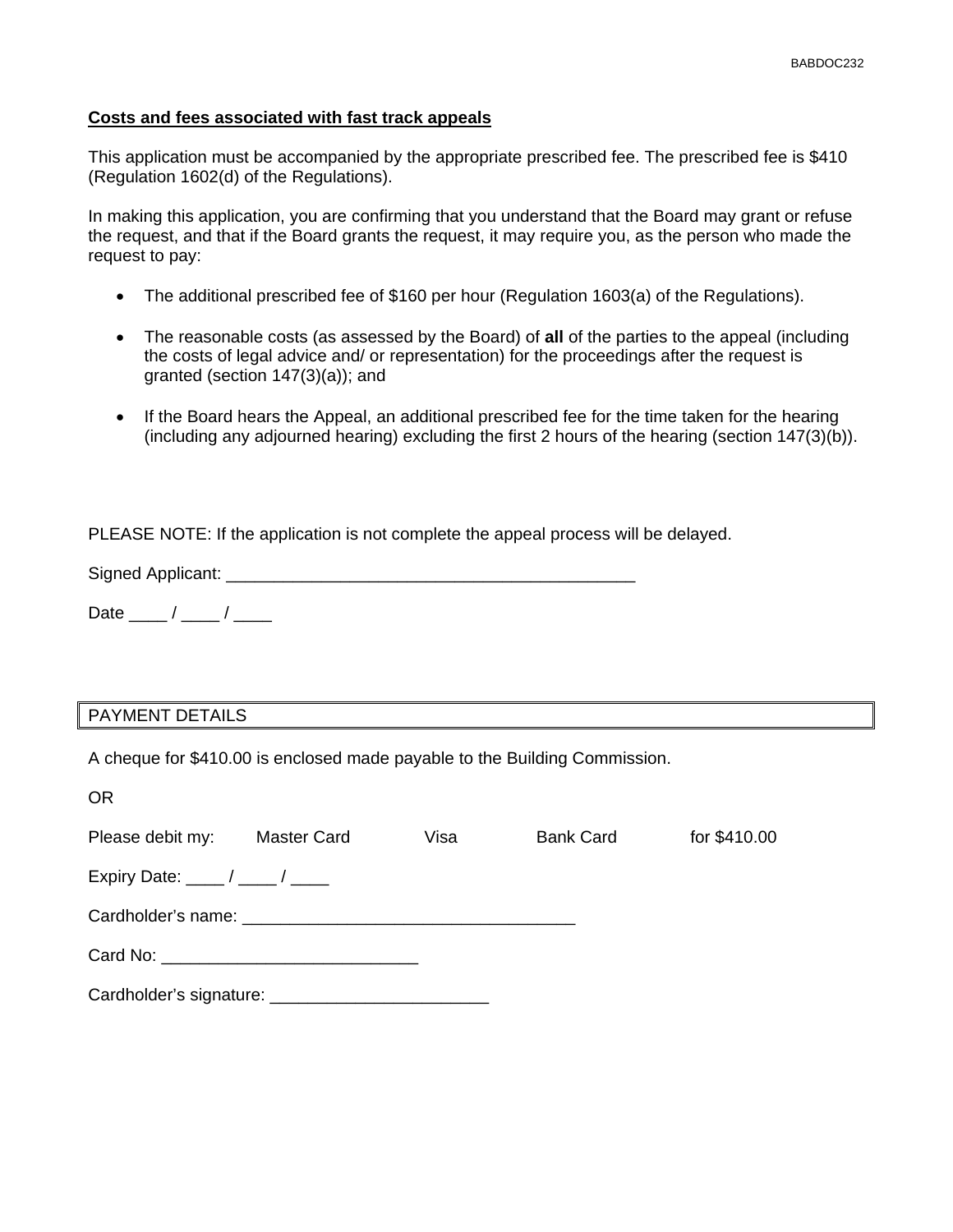## Costs and fees associated with fast track appeals

This application must be accompanied by the appropriate prescribed fee. The prescribed fee is $410 (Regulation 1602(d) of the Regulations).

In making this application, you are confirming that you understand that the Board may grant or refuse the request, and that if the Board grants the request, it may require you, as the person who made the request to pay:

- The additional prescribed fee of $160 per hour (Regulation 1603(a) of the Regulations).
- The reasonable costs (as assessed by the Board) of **all** of the parties to the appeal (including the costs of legal advice and/ or representation) for the proceedings after the request is granted (section 147(3)(a)); and
- If the Board hears the Appeal, an additional prescribed fee for the time taken for the hearing (including any adjourned hearing) excluding the first 2 hours of the hearing (section 147(3)(b)).

PLEASE NOTE: If the application is not complete the appeal process will be delayed.

Signed Applicant: ___________________________________________

Date ____ / ____ / ____

| PAYMENT DETAILS |
|---|

A cheque for $410.00 is enclosed made payable to the Building Commission.

OR

Please debit my: Master Card Visa Bank Card for $410.00

Expiry Date: ____ / ____ / ____

Cardholder's name: __________________________________

Card No: __________________________

Cardholder's signature: ______________________